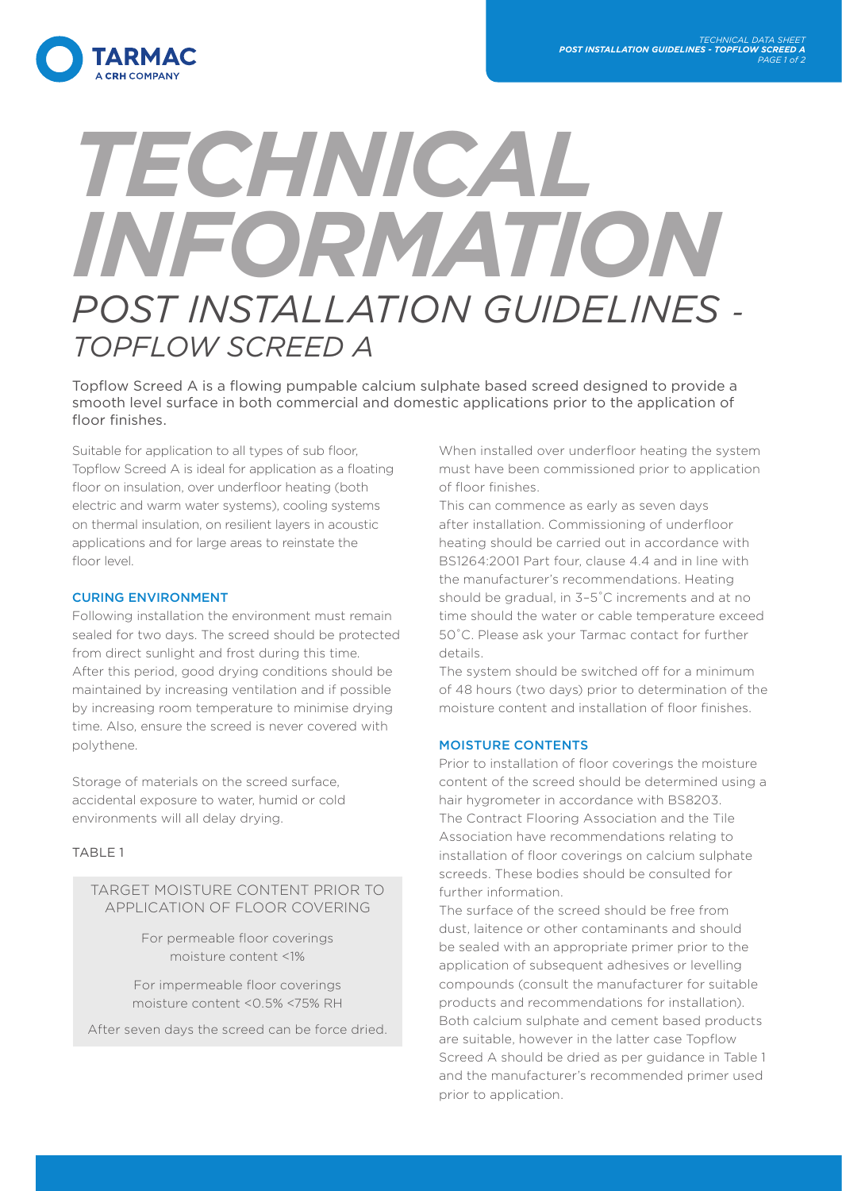# TECHNICAL INFORMATION

## POST INSTALLATION GUIDELINES - TOPFLOW SCREED A

Topflow Screed A is a flowing pumpable calcium sulphate based screed designed to provide a smooth level surface in both commercial and domestic applications prior to the application of floor finishes.

Suitable for application to all types of sub floor, Topflow Screed A is ideal for application as a floating floor on insulation, over underfloor heating (both electric and warm water systems), cooling systems on thermal insulation, on resilient layers in acoustic applications and for large areas to reinstate the floor level.

### CURING ENVIRONMENT

Following installation the environment must remain sealed for two days. The screed should be protected from direct sunlight and frost during this time. After this period, good drying conditions should be maintained by increasing ventilation and if possible by increasing room temperature to minimise drying time. Also, ensure the screed is never covered with polythene.

Storage of materials on the screed surface, accidental exposure to water, humid or cold environments will all delay drying.

TABLE 1

| TARGET MOISTURE CONTENT PRIOR TO APPLICATION OF FLOOR COVERING |
|---|
| For permeable floor coverings moisture content <1% |
| For impermeable floor coverings moisture content <0.5% <75% RH |
| After seven days the screed can be force dried. |

When installed over underfloor heating the system must have been commissioned prior to application of floor finishes.

This can commence as early as seven days after installation. Commissioning of underfloor heating should be carried out in accordance with BS1264:2001 Part four, clause 4.4 and in line with the manufacturer's recommendations. Heating should be gradual, in 3–5˚C increments and at no time should the water or cable temperature exceed 50˚C. Please ask your Tarmac contact for further details.

The system should be switched off for a minimum of 48 hours (two days) prior to determination of the moisture content and installation of floor finishes.

### MOISTURE CONTENTS

Prior to installation of floor coverings the moisture content of the screed should be determined using a hair hygrometer in accordance with BS8203. The Contract Flooring Association and the Tile Association have recommendations relating to installation of floor coverings on calcium sulphate screeds. These bodies should be consulted for further information.

The surface of the screed should be free from dust, laitence or other contaminants and should be sealed with an appropriate primer prior to the application of subsequent adhesives or levelling compounds (consult the manufacturer for suitable products and recommendations for installation). Both calcium sulphate and cement based products are suitable, however in the latter case Topflow Screed A should be dried as per guidance in Table 1 and the manufacturer's recommended primer used prior to application.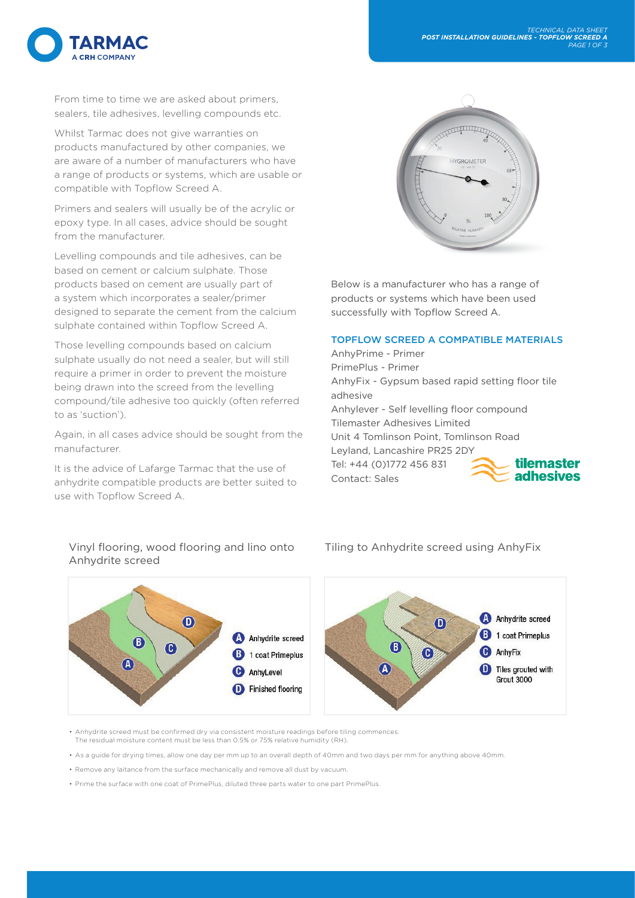From time to time we are asked about primers, sealers, tile adhesives, levelling compounds etc.

Whilst Tarmac does not give warranties on products manufactured by other companies, we are aware of a number of manufacturers who have a range of products or systems, which are usable or compatible with Topflow Screed A.

Primers and sealers will usually be of the acrylic or epoxy type. In all cases, advice should be sought from the manufacturer.

Levelling compounds and tile adhesives, can be based on cement or calcium sulphate. Those products based on cement are usually part of a system which incorporates a sealer/primer designed to separate the cement from the calcium sulphate contained within Topflow Screed A.

Those levelling compounds based on calcium sulphate usually do not need a sealer, but will still require a primer in order to prevent the moisture being drawn into the screed from the levelling compound/tile adhesive too quickly (often referred to as 'suction').

Again, in all cases advice should be sought from the manufacturer.

It is the advice of Lafarge Tarmac that the use of anhydrite compatible products are better suited to use with Topflow Screed A.

Below is a manufacturer who has a range of products or systems which have been used successfully with Topflow Screed A.

## TOPFLOW SCREED A COMPATIBLE MATERIALS

AnhyPrime - Primer
PrimePlus - Primer
AnhyFix - Gypsum based rapid setting floor tile adhesive
Anhylever - Self levelling floor compound
Tilemaster Adhesives Limited
Unit 4 Tomlinson Point, Tomlinson Road
Leyland, Lancashire PR25 2DY
Tel: +44 (0)1772 456 831
Contact: Sales

### Vinyl flooring, wood flooring and lino onto Anhydrite screed

- A Anhydrite screed
- B 1 coat Primeplus
- C AnhyLevel
- D Finished flooring

### Tiling to Anhydrite screed using AnhyFix

- A Anhydrite screed
- B 1 coat Primeplus
- C AnhyFix
- D Tiles grouted with Grout 3000

- Anhydrite screed must be confirmed dry via consistent moisture readings before tiling commences. The residual moisture content must be less than 0.5% or 75% relative humidity (RH).
- As a guide for drying times, allow one day per mm up to an overall depth of 40mm and two days per mm for anything above 40mm.
- Remove any laitance from the surface mechanically and remove all dust by vacuum.
- Prime the surface with one coat of PrimePlus, diluted three parts water to one part PrimePlus.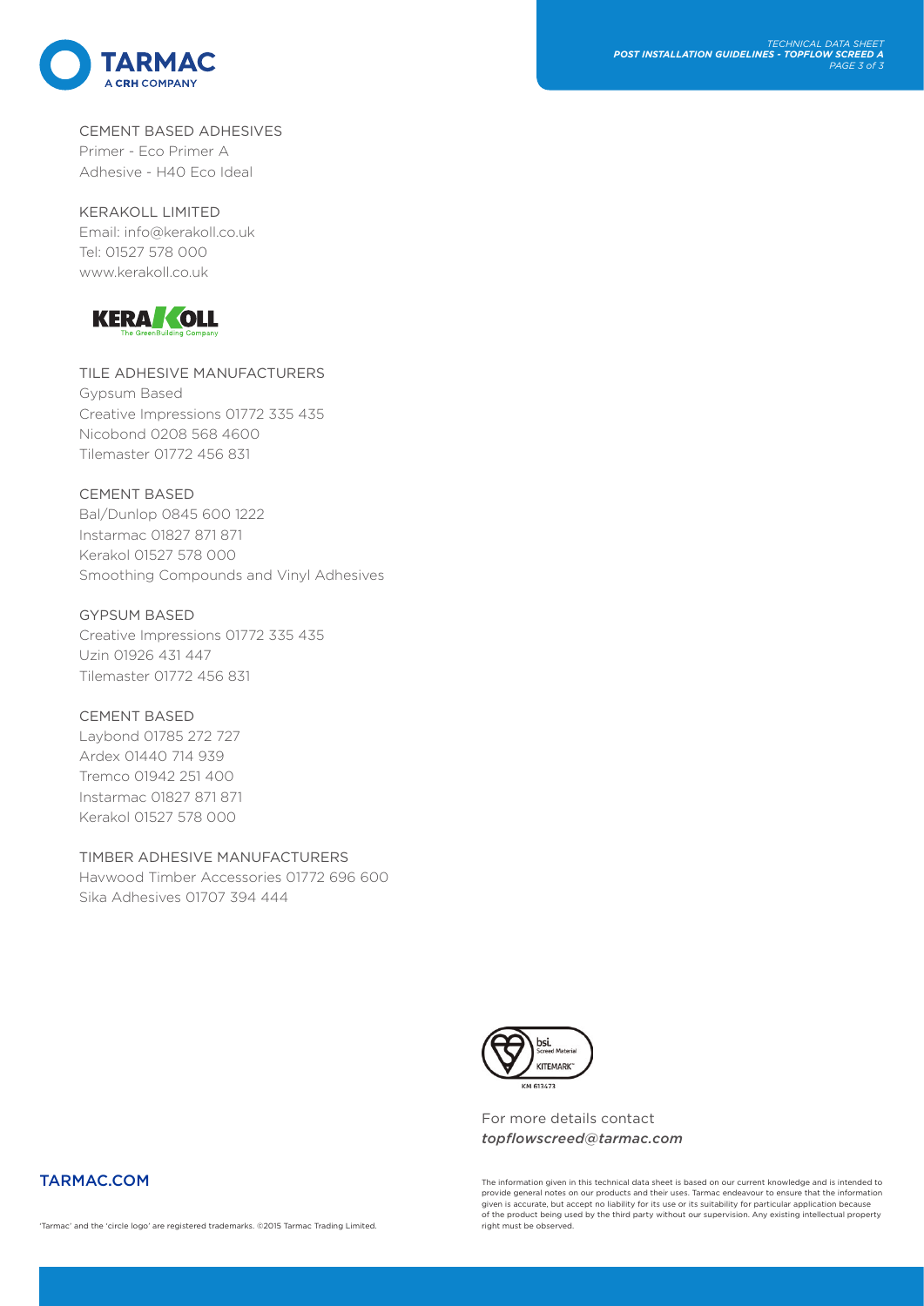CEMENT BASED ADHESIVES

Primer - Eco Primer A

Adhesive - H40 Eco Ideal

KERAKOLL LIMITED

Email: info@kerakoll.co.uk

Tel: 01527 578 000

www.kerakoll.co.uk

TILE ADHESIVE MANUFACTURERS

Gypsum Based

Creative Impressions 01772 335 435

Nicobond 0208 568 4600

Tilemaster 01772 456 831

CEMENT BASED

Bal/Dunlop 0845 600 1222

Instarmac 01827 871 871

Kerakol 01527 578 000

Smoothing Compounds and Vinyl Adhesives

GYPSUM BASED

Creative Impressions 01772 335 435

Uzin 01926 431 447

Tilemaster 01772 456 831

CEMENT BASED

Laybond 01785 272 727

Ardex 01440 714 939

Tremco 01942 251 400

Instarmac 01827 871 871

Kerakol 01527 578 000

TIMBER ADHESIVE MANUFACTURERS

Havwood Timber Accessories 01772 696 600

Sika Adhesives 01707 394 444

bsi. Screed Material KITEMARK™ KM 613473

For more details contact
*topflowscreed@tarmac.com*

TARMAC.COM

'Tarmac' and the 'circle logo' are registered trademarks. ©2015 Tarmac Trading Limited.

The information given in this technical data sheet is based on our current knowledge and is intended to provide general notes on our products and their uses. Tarmac endeavour to ensure that the information given is accurate, but accept no liability for its use or its suitability for particular application because of the product being used by the third party without our supervision. Any existing intellectual property right must be observed.